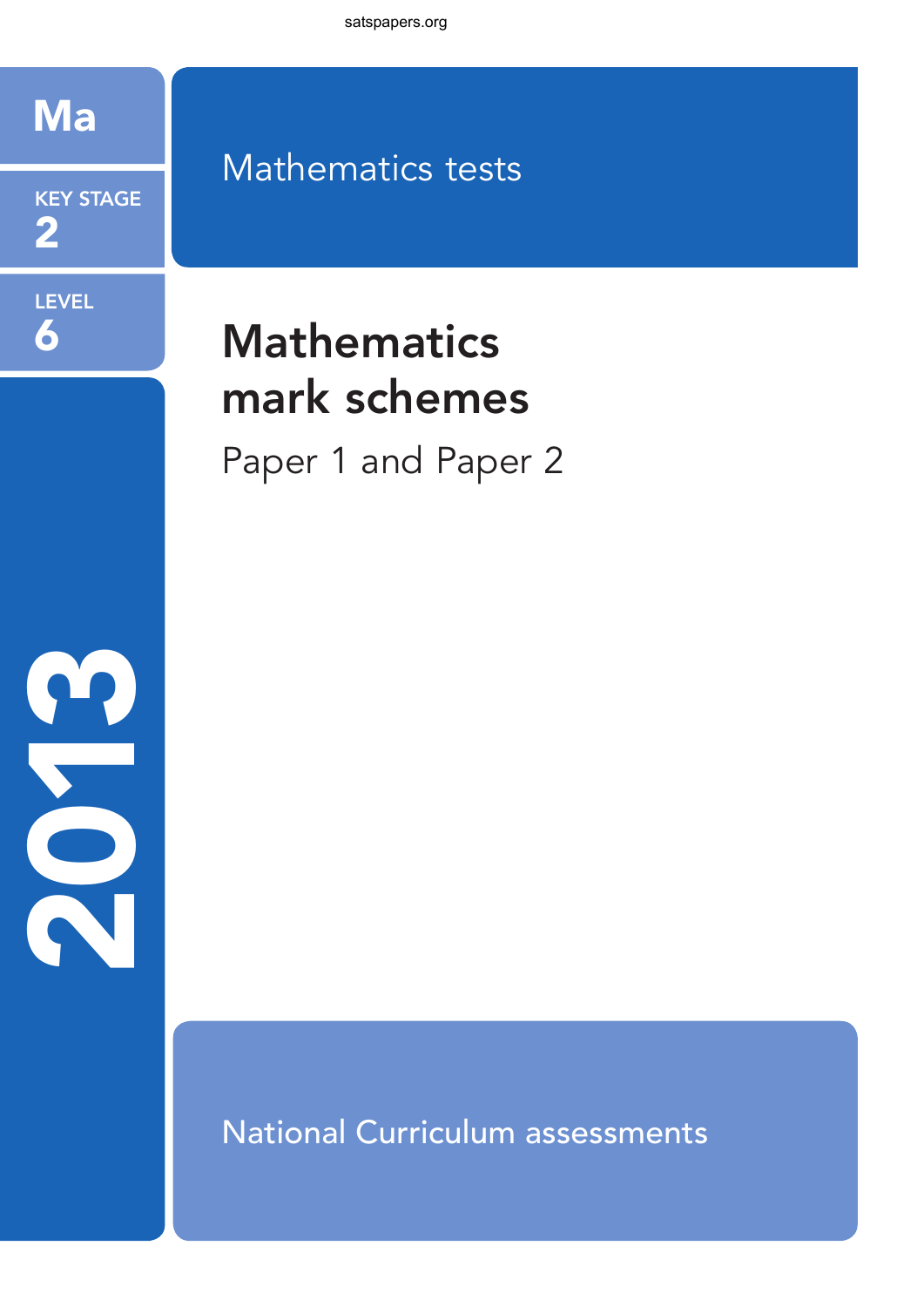satspapers.org

Ma

KEY STAGE 2

LEVEL 6

Mathematics tests

# Mathematics mark schemes

Paper 1 and Paper 2

2013

National Curriculum assessments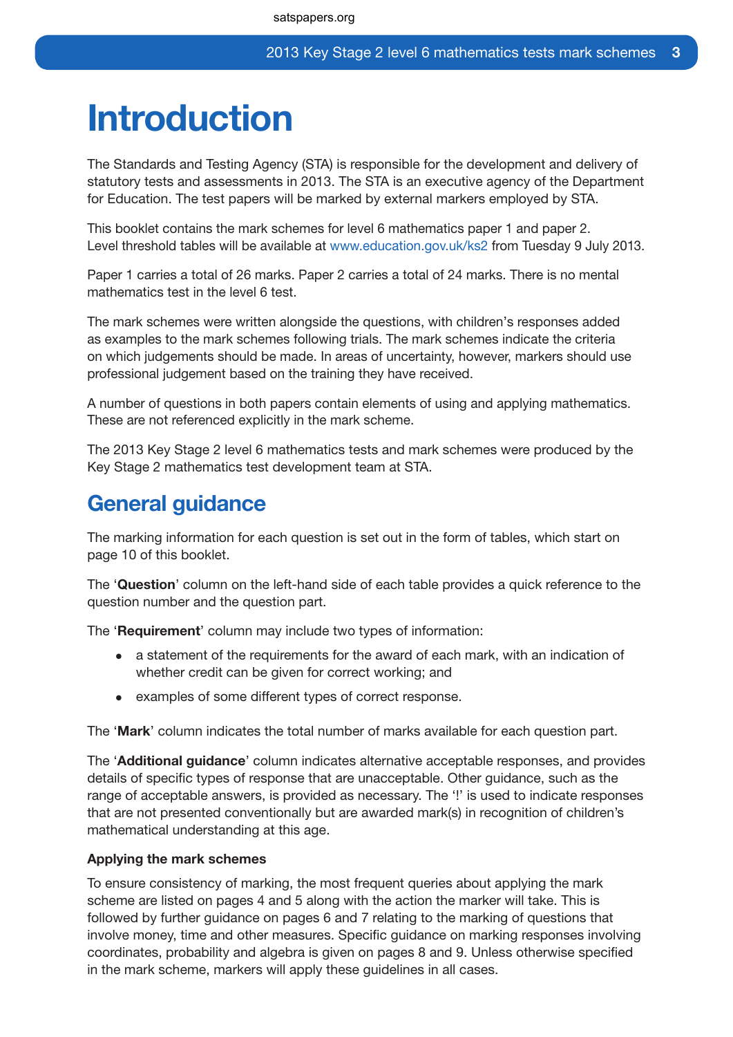# Introduction

The Standards and Testing Agency (STA) is responsible for the development and delivery of statutory tests and assessments in 2013. The STA is an executive agency of the Department for Education. The test papers will be marked by external markers employed by STA.

This booklet contains the mark schemes for level 6 mathematics paper 1 and paper 2. Level threshold tables will be available at www.education.gov.uk/ks2 from Tuesday 9 July 2013.

Paper 1 carries a total of 26 marks. Paper 2 carries a total of 24 marks. There is no mental mathematics test in the level 6 test.

The mark schemes were written alongside the questions, with children's responses added as examples to the mark schemes following trials. The mark schemes indicate the criteria on which judgements should be made. In areas of uncertainty, however, markers should use professional judgement based on the training they have received.

A number of questions in both papers contain elements of using and applying mathematics. These are not referenced explicitly in the mark scheme.

The 2013 Key Stage 2 level 6 mathematics tests and mark schemes were produced by the Key Stage 2 mathematics test development team at STA.

## General guidance

The marking information for each question is set out in the form of tables, which start on page 10 of this booklet.

The '**Question**' column on the left-hand side of each table provides a quick reference to the question number and the question part.

The '**Requirement**' column may include two types of information:

- a statement of the requirements for the award of each mark, with an indication of whether credit can be given for correct working; and
- examples of some different types of correct response.

The '**Mark**' column indicates the total number of marks available for each question part.

The '**Additional guidance**' column indicates alternative acceptable responses, and provides details of specific types of response that are unacceptable. Other guidance, such as the range of acceptable answers, is provided as necessary. The '!' is used to indicate responses that are not presented conventionally but are awarded mark(s) in recognition of children's mathematical understanding at this age.

### Applying the mark schemes

To ensure consistency of marking, the most frequent queries about applying the mark scheme are listed on pages 4 and 5 along with the action the marker will take. This is followed by further guidance on pages 6 and 7 relating to the marking of questions that involve money, time and other measures. Specific guidance on marking responses involving coordinates, probability and algebra is given on pages 8 and 9. Unless otherwise specified in the mark scheme, markers will apply these guidelines in all cases.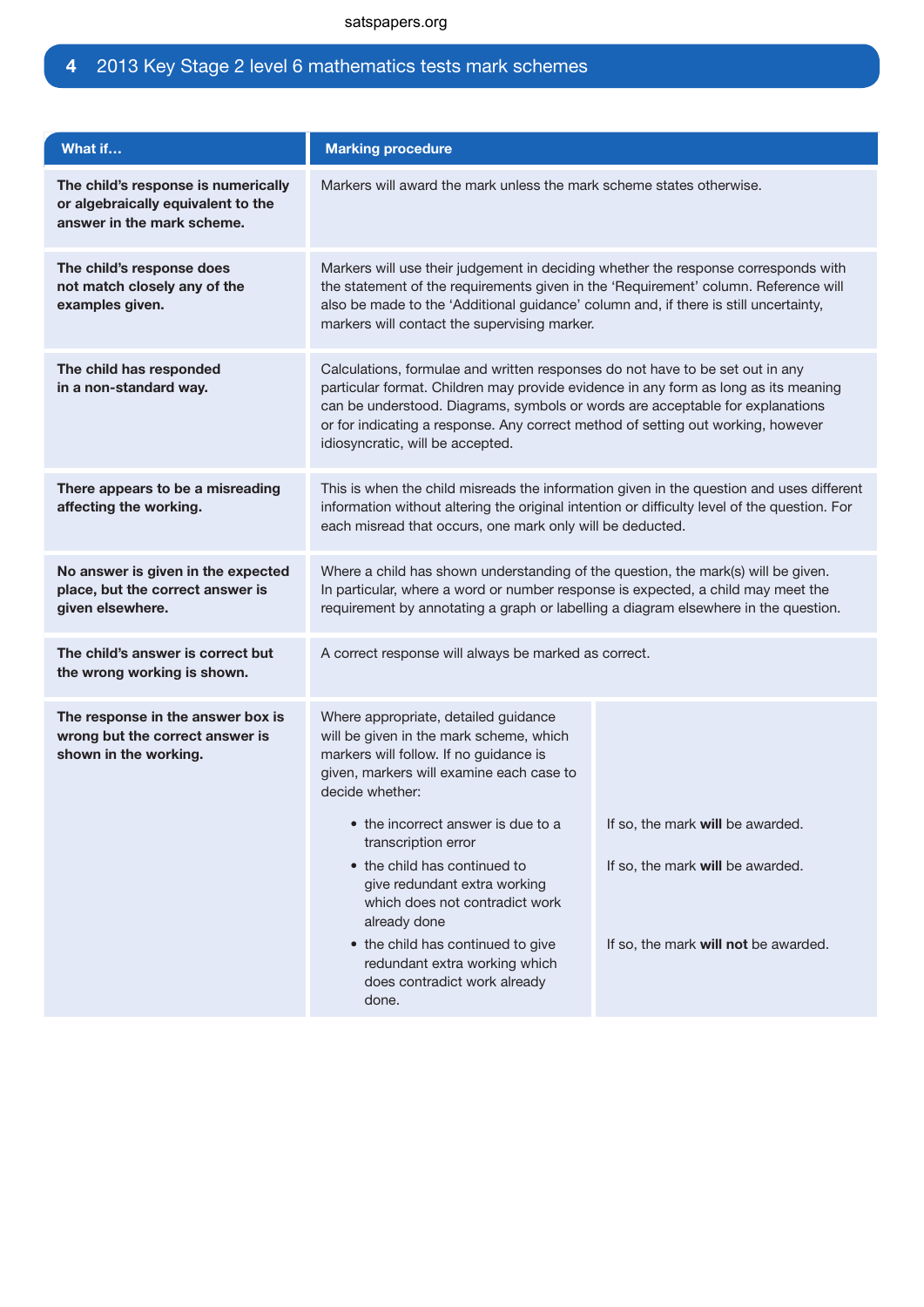| What if… | Marking procedure | |
|---|---|---|
| **The child's response is numerically or algebraically equivalent to the answer in the mark scheme.** | Markers will award the mark unless the mark scheme states otherwise. | |
| **The child's response does not match closely any of the examples given.** | Markers will use their judgement in deciding whether the response corresponds with the statement of the requirements given in the 'Requirement' column. Reference will also be made to the 'Additional guidance' column and, if there is still uncertainty, markers will contact the supervising marker. | |
| **The child has responded in a non-standard way.** | Calculations, formulae and written responses do not have to be set out in any particular format. Children may provide evidence in any form as long as its meaning can be understood. Diagrams, symbols or words are acceptable for explanations or for indicating a response. Any correct method of setting out working, however idiosyncratic, will be accepted. | |
| **There appears to be a misreading affecting the working.** | This is when the child misreads the information given in the question and uses different information without altering the original intention or difficulty level of the question. For each misread that occurs, one mark only will be deducted. | |
| **No answer is given in the expected place, but the correct answer is given elsewhere.** | Where a child has shown understanding of the question, the mark(s) will be given. In particular, where a word or number response is expected, a child may meet the requirement by annotating a graph or labelling a diagram elsewhere in the question. | |
| **The child's answer is correct but the wrong working is shown.** | A correct response will always be marked as correct. | |
| **The response in the answer box is wrong but the correct answer is shown in the working.** | Where appropriate, detailed guidance will be given in the mark scheme, which markers will follow. If no guidance is given, markers will examine each case to decide whether: | |
| | • the incorrect answer is due to a transcription error | If so, the mark **will** be awarded. |
| | • the child has continued to give redundant extra working which does not contradict work already done | If so, the mark **will** be awarded. |
| | • the child has continued to give redundant extra working which does contradict work already done. | If so, the mark **will not** be awarded. |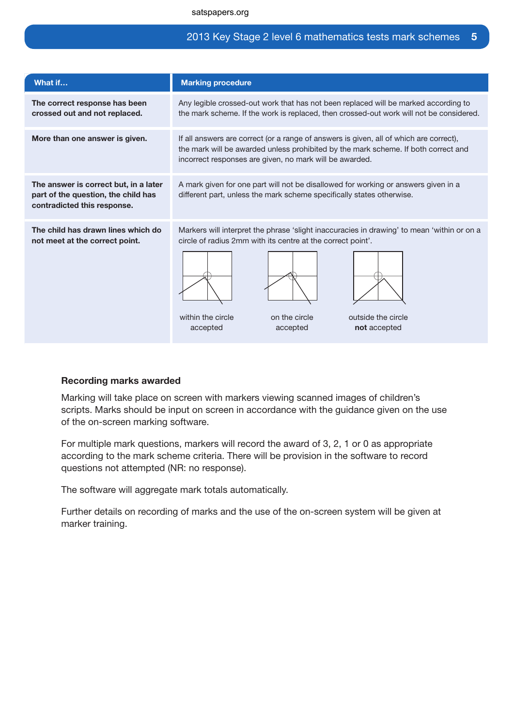| What if… | Marking procedure |
|---|---|
| **The correct response has been crossed out and not replaced.** | Any legible crossed-out work that has not been replaced will be marked according to the mark scheme. If the work is replaced, then crossed-out work will not be considered. |
| **More than one answer is given.** | If all answers are correct (or a range of answers is given, all of which are correct), the mark will be awarded unless prohibited by the mark scheme. If both correct and incorrect responses are given, no mark will be awarded. |
| **The answer is correct but, in a later part of the question, the child has contradicted this response.** | A mark given for one part will not be disallowed for working or answers given in a different part, unless the mark scheme specifically states otherwise. |
| **The child has drawn lines which do not meet at the correct point.** | Markers will interpret the phrase 'slight inaccuracies in drawing' to mean 'within or on a circle of radius 2mm with its centre at the correct point'. within the circle accepted; on the circle accepted; outside the circle **not** accepted |

## Recording marks awarded

Marking will take place on screen with markers viewing scanned images of children's scripts. Marks should be input on screen in accordance with the guidance given on the use of the on-screen marking software.

For multiple mark questions, markers will record the award of 3, 2, 1 or 0 as appropriate according to the mark scheme criteria. There will be provision in the software to record questions not attempted (NR: no response).

The software will aggregate mark totals automatically.

Further details on recording of marks and the use of the on-screen system will be given at marker training.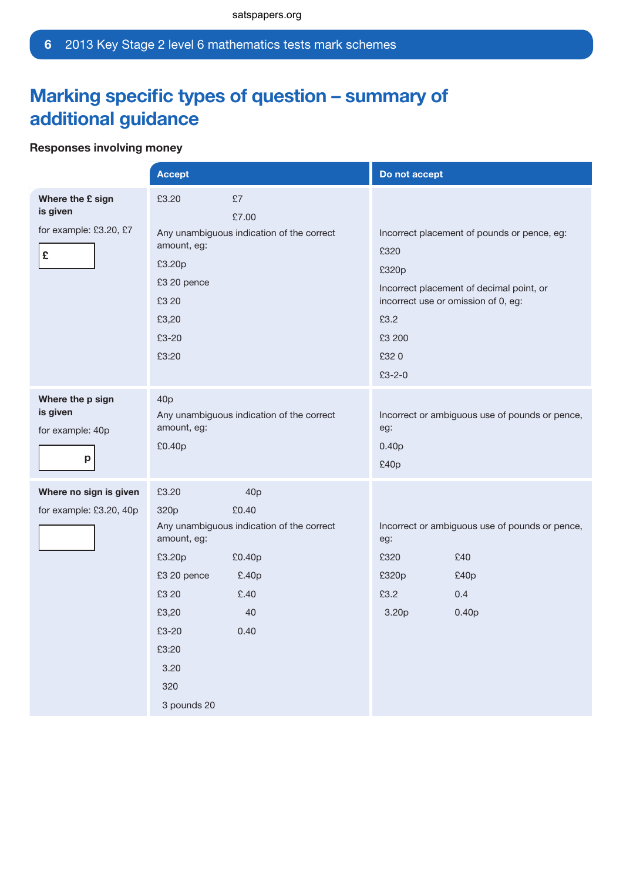# Marking specific types of question – summary of additional guidance

**Responses involving money**

| | Accept | Do not accept |
|---|---|---|
| **Where the £ sign is given**<br>for example: £3.20, £7<br>£ [ ] | £3.20 &nbsp;&nbsp; £7<br>£7.00<br>Any unambiguous indication of the correct amount, eg:<br>£3.20p<br>£3 20 pence<br>£3 20<br>£3,20<br>£3-20<br>£3:20 | Incorrect placement of pounds or pence, eg:<br>£320<br>£320p<br>Incorrect placement of decimal point, or incorrect use or omission of 0, eg:<br>£3.2<br>£3 200<br>£32 0<br>£3-2-0 |
| **Where the p sign is given**<br>for example: 40p<br>[ ] p | 40p<br>Any unambiguous indication of the correct amount, eg:<br>£0.40p | Incorrect or ambiguous use of pounds or pence, eg:<br>0.40p<br>£40p |
| **Where no sign is given**<br>for example: £3.20, 40p<br>[ ] | £3.20 &nbsp;&nbsp; 40p<br>320p &nbsp;&nbsp; £0.40<br>Any unambiguous indication of the correct amount, eg:<br>£3.20p &nbsp;&nbsp; £0.40p<br>£3 20 pence &nbsp;&nbsp; £.40p<br>£3 20 &nbsp;&nbsp; £.40<br>£3,20 &nbsp;&nbsp; 40<br>£3-20 &nbsp;&nbsp; 0.40<br>£3:20<br>3.20<br>320<br>3 pounds 20 | Incorrect or ambiguous use of pounds or pence, eg:<br>£320 &nbsp;&nbsp; £40<br>£320p &nbsp;&nbsp; £40p<br>£3.2 &nbsp;&nbsp; 0.4<br>3.20p &nbsp;&nbsp; 0.40p |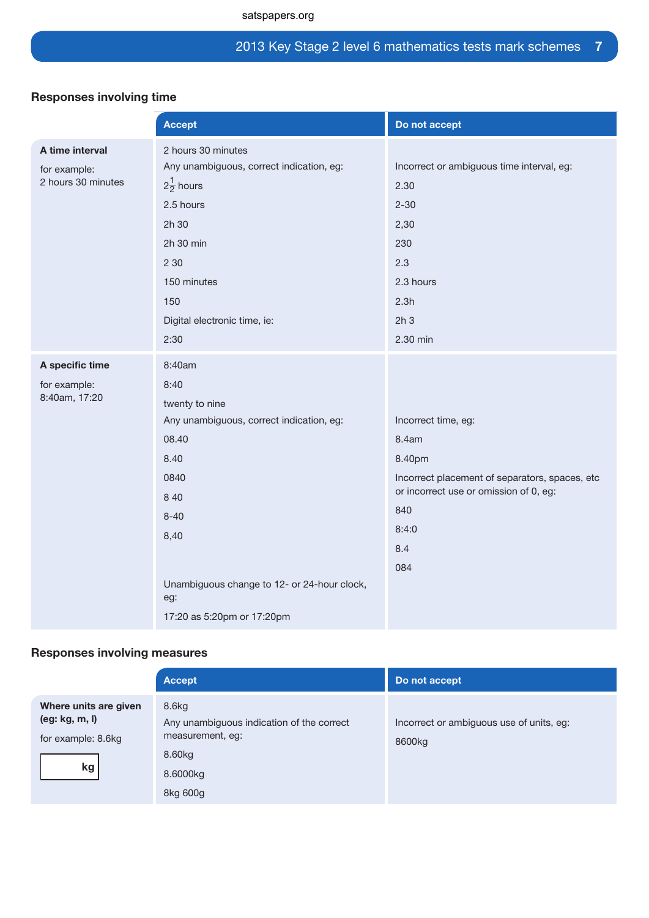### Responses involving time

| | Accept | Do not accept |
|---|---|---|
| **A time interval**<br>for example:<br>2 hours 30 minutes | 2 hours 30 minutes<br>Any unambiguous, correct indication, eg:<br>$2\frac{1}{2}$ hours<br>2.5 hours<br>2h 30<br>2h 30 min<br>2 30<br>150 minutes<br>150<br>Digital electronic time, ie:<br>2:30 | Incorrect or ambiguous time interval, eg:<br>2.30<br>2-30<br>2,30<br>230<br>2.3<br>2.3 hours<br>2.3h<br>2h 3<br>2.30 min |
| **A specific time**<br>for example:<br>8:40am, 17:20 | 8:40am<br>8:40<br>twenty to nine<br>Any unambiguous, correct indication, eg:<br>08.40<br>8.40<br>0840<br>8 40<br>8-40<br>8,40<br>Unambiguous change to 12- or 24-hour clock, eg:<br>17:20 as 5:20pm or 17:20pm | Incorrect time, eg:<br>8.4am<br>8.40pm<br>Incorrect placement of separators, spaces, etc or incorrect use or omission of 0, eg:<br>840<br>8:4:0<br>8.4<br>084 |

### Responses involving measures

| | Accept | Do not accept |
|---|---|---|
| **Where units are given (eg: kg, m, l)**<br>for example: 8.6kg<br>[ kg ] | 8.6kg<br>Any unambiguous indication of the correct measurement, eg:<br>8.60kg<br>8.6000kg<br>8kg 600g | Incorrect or ambiguous use of units, eg:<br>8600kg |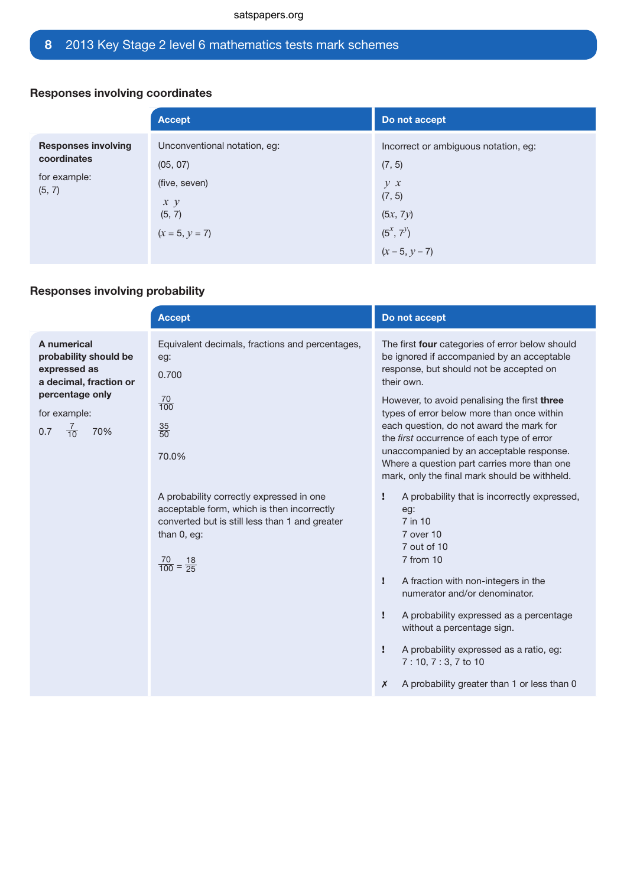## Responses involving coordinates

| | Accept | Do not accept |
|---|---|---|
| **Responses involving coordinates**<br><br>for example:<br>(5, 7) | Unconventional notation, eg:<br>(05, 07)<br>(five, seven)<br>$x$ $y$<br>(5, 7)<br>($x$ = 5, $y$ = 7) | Incorrect or ambiguous notation, eg:<br>(7, 5)<br>$y$ $x$<br>(7, 5)<br>(5$x$, 7$y$)<br>($5^x$, $7^y$)<br>($x$ – 5, $y$ – 7) |

## Responses involving probability

| | Accept | Do not accept |
|---|---|---|
| **A numerical probability should be expressed as a decimal, fraction or percentage only**<br><br>for example:<br>0.7 $\frac{7}{10}$ 70% | Equivalent decimals, fractions and percentages, eg:<br>0.700<br>$\frac{70}{100}$<br>$\frac{35}{50}$<br>70.0%<br><br>A probability correctly expressed in one acceptable form, which is then incorrectly converted but is still less than 1 and greater than 0, eg:<br>$\frac{70}{100} = \frac{18}{25}$ | The first **four** categories of error below should be ignored if accompanied by an acceptable response, but should not be accepted on their own.<br><br>However, to avoid penalising the first **three** types of error below more than once within each question, do not award the mark for the *first* occurrence of each type of error unaccompanied by an acceptable response. Where a question part carries more than one mark, only the final mark should be withheld.<br><br>! A probability that is incorrectly expressed, eg:<br>7 in 10<br>7 over 10<br>7 out of 10<br>7 from 10<br><br>! A fraction with non-integers in the numerator and/or denominator.<br><br>! A probability expressed as a percentage without a percentage sign.<br><br>! A probability expressed as a ratio, eg:<br>7 : 10, 7 : 3, 7 to 10<br><br>✗ A probability greater than 1 or less than 0 |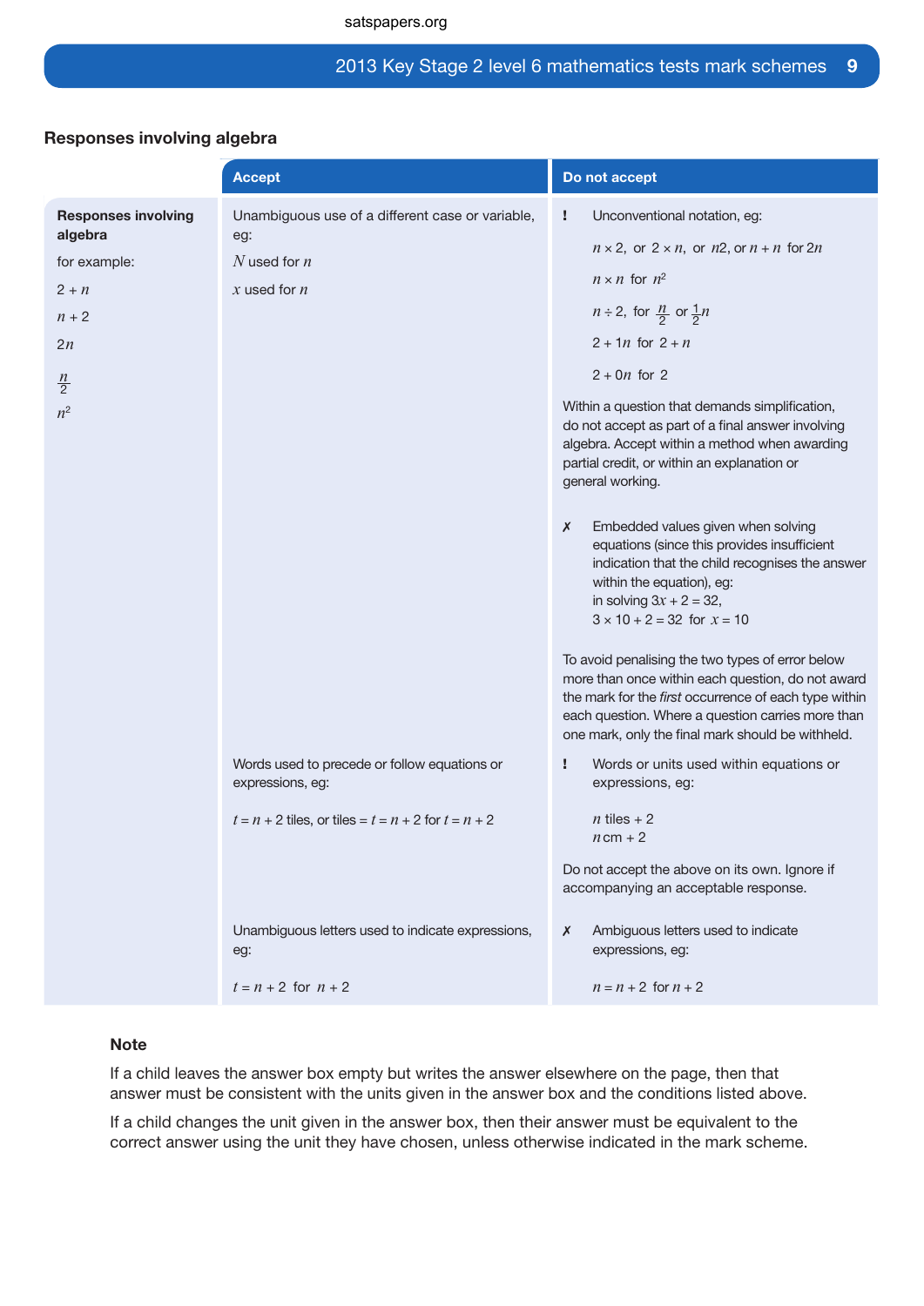## Responses involving algebra

| | Accept | Do not accept |
|---|---|---|
| **Responses involving algebra**<br><br>for example:<br><br>$2 + n$<br><br>$n + 2$<br><br>$2n$<br><br>$\frac{n}{2}$<br><br>$n^2$ | Unambiguous use of a different case or variable, eg:<br><br>$N$ used for $n$<br><br>$x$ used for $n$ | ! Unconventional notation, eg:<br><br>$n \times 2$, or $2 \times n$, or $n2$, or $n + n$ for $2n$<br><br>$n \times n$ for $n^2$<br><br>$n \div 2$, for $\frac{n}{2}$ or $\frac{1}{2}n$<br><br>$2 + 1n$ for $2 + n$<br><br>$2 + 0n$ for $2$<br><br>Within a question that demands simplification, do not accept as part of a final answer involving algebra. Accept within a method when awarding partial credit, or within an explanation or general working.<br><br>✗ Embedded values given when solving equations (since this provides insufficient indication that the child recognises the answer within the equation), eg:<br>in solving $3x + 2 = 32$,<br>$3 \times 10 + 2 = 32$ for $x = 10$<br><br>To avoid penalising the two types of error below more than once within each question, do not award the mark for the *first* occurrence of each type within each question. Where a question carries more than one mark, only the final mark should be withheld. |
| | Words used to precede or follow equations or expressions, eg:<br><br>$t = n + 2$ tiles, or tiles $= t = n + 2$ for $t = n + 2$ | ! Words or units used within equations or expressions, eg:<br><br>$n$ tiles $+ 2$<br>$n$ cm $+ 2$<br><br>Do not accept the above on its own. Ignore if accompanying an acceptable response. |
| | Unambiguous letters used to indicate expressions, eg:<br><br>$t = n + 2$ for $n + 2$ | ✗ Ambiguous letters used to indicate expressions, eg:<br><br>$n = n + 2$ for $n + 2$ |

### Note

If a child leaves the answer box empty but writes the answer elsewhere on the page, then that answer must be consistent with the units given in the answer box and the conditions listed above.

If a child changes the unit given in the answer box, then their answer must be equivalent to the correct answer using the unit they have chosen, unless otherwise indicated in the mark scheme.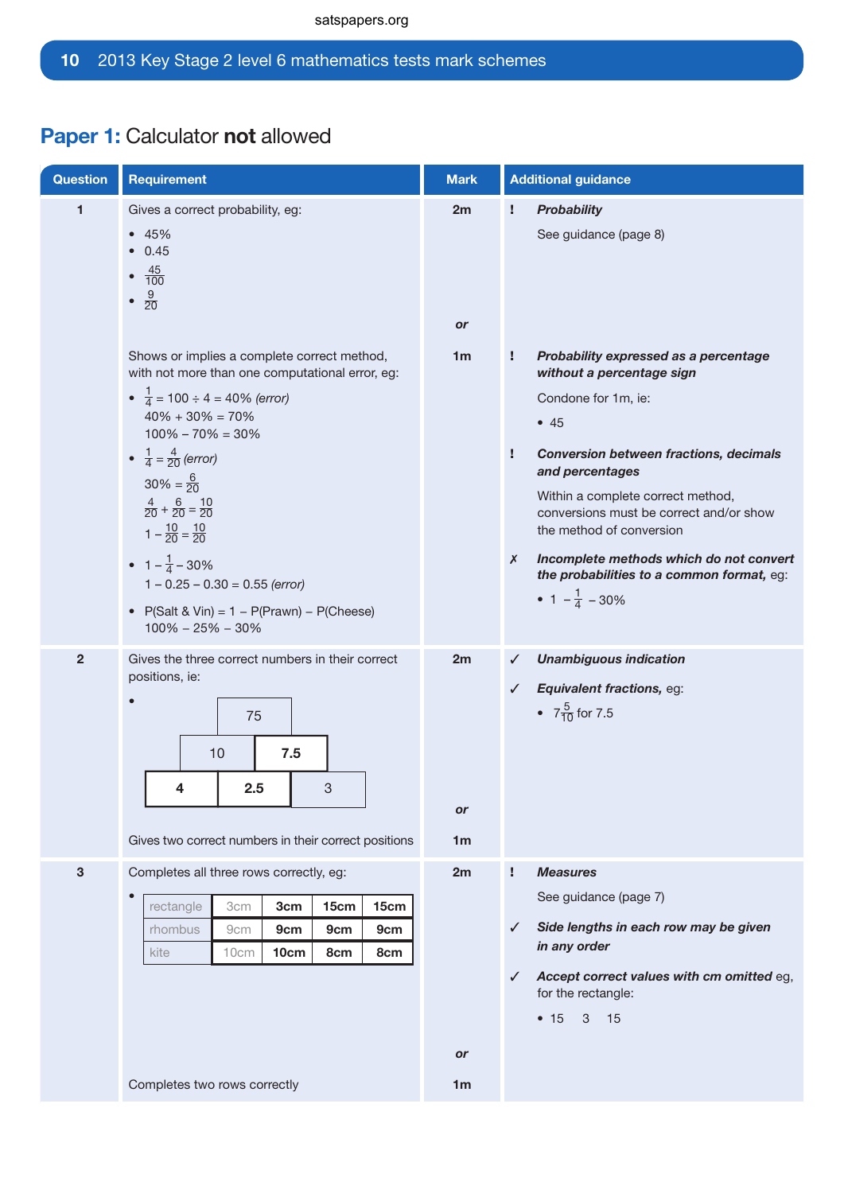## Paper 1: Calculator **not** allowed

| Question | Requirement | Mark | Additional guidance |
|---|---|---|---|
| 1 | Gives a correct probability, eg:<br>• 45%<br>• 0.45<br>• $\frac{45}{100}$<br>• $\frac{9}{20}$ | 2m | ! ***Probability***<br>See guidance (page 8) |
| | | or | |
| | Shows or implies a complete correct method, with not more than one computational error, eg:<br>• $\frac{1}{4}$ = 100 ÷ 4 = 40% *(error)*<br>40% + 30% = 70%<br>100% – 70% = 30%<br>• $\frac{1}{4} = \frac{4}{20}$ *(error)*<br>30% = $\frac{6}{20}$<br>$\frac{4}{20} + \frac{6}{20} = \frac{10}{20}$<br>$1 - \frac{10}{20} = \frac{10}{20}$<br>• $1 - \frac{1}{4}$ – 30%<br>1 – 0.25 – 0.30 = 0.55 *(error)*<br>• P(Salt & Vin) = 1 – P(Prawn) – P(Cheese)<br>100% – 25% – 30% | 1m | ! ***Probability expressed as a percentage without a percentage sign***<br>Condone for 1m, ie:<br>• 45<br><br>! ***Conversion between fractions, decimals and percentages***<br>Within a complete correct method, conversions must be correct and/or show the method of conversion<br><br>✗ ***Incomplete methods which do not convert the probabilities to a common format,*** eg:<br>• $1 - \frac{1}{4}$ – 30% |
| 2 | Gives the three correct numbers in their correct positions, ie:<br>• Top row: 75<br>Middle row: 10, **7.5**<br>Bottom row: **4**, **2.5**, 3 | 2m | ✓ ***Unambiguous indication***<br><br>✓ ***Equivalent fractions,*** eg:<br>• $7\frac{5}{10}$ for 7.5 |
| | | or | |
| | Gives two correct numbers in their correct positions | 1m | |
| 3 | Completes all three rows correctly, eg:<br>• rectangle: 3cm, **3cm**, **15cm**, **15cm**<br>rhombus: 9cm, **9cm**, **9cm**, **9cm**<br>kite: 10cm, **10cm**, **8cm**, **8cm** | 2m | ! ***Measures***<br>See guidance (page 7)<br><br>✓ ***Side lengths in each row may be given in any order***<br><br>✓ ***Accept correct values with cm omitted*** eg, for the rectangle:<br>• 15 3 15 |
| | | or | |
| | Completes two rows correctly | 1m | |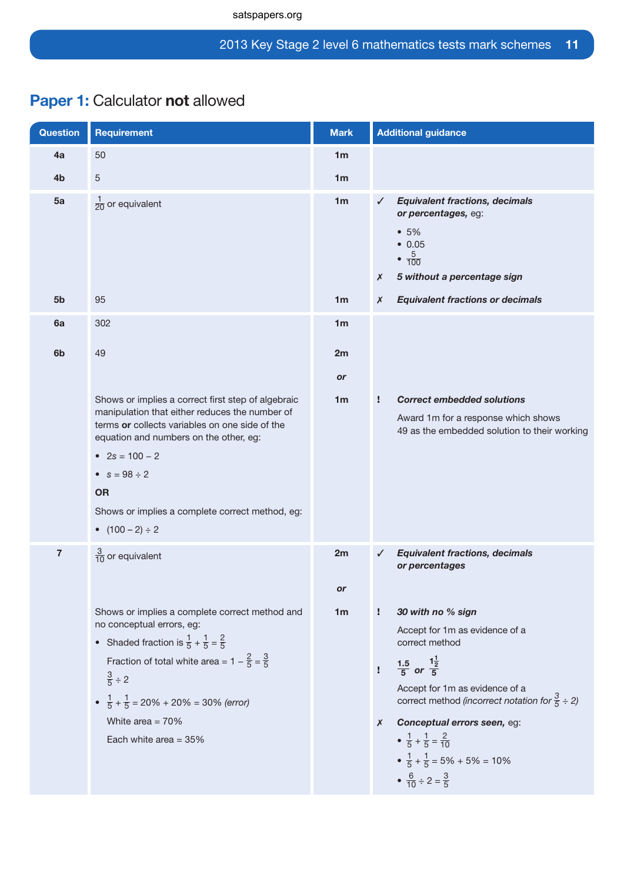## **Paper 1:** Calculator **not** allowed

| Question | Requirement | Mark | Additional guidance |
|---|---|---|---|
| **4a** | 50 | **1m** | |
| **4b** | 5 | **1m** | |
| **5a** | $\frac{1}{20}$ or equivalent | **1m** | ✓ ***Equivalent fractions, decimals or percentages,*** eg: <br>• 5% <br>• 0.05 <br>• $\frac{5}{100}$ <br>✗ ***5 without a percentage sign*** |
| **5b** | 95 | **1m** | ✗ ***Equivalent fractions or decimals*** |
| **6a** | 302 | **1m** | |
| **6b** | 49 | **2m** | |
| | | ***or*** | |
| | Shows or implies a correct first step of algebraic manipulation that either reduces the number of terms **or** collects variables on one side of the equation and numbers on the other, eg: <br>• $2s = 100 - 2$ <br>• $s = 98 \div 2$ <br>**OR** <br>Shows or implies a complete correct method, eg: <br>• $(100 - 2) \div 2$ | **1m** | ! ***Correct embedded solutions*** <br>Award 1m for a response which shows 49 as the embedded solution to their working |
| **7** | $\frac{3}{10}$ or equivalent | **2m** | ✓ ***Equivalent fractions, decimals or percentages*** |
| | | ***or*** | |
| | Shows or implies a complete correct method and no conceptual errors, eg: <br>• Shaded fraction is $\frac{1}{5} + \frac{1}{5} = \frac{2}{5}$ <br>Fraction of total white area = $1 - \frac{2}{5} = \frac{3}{5}$ <br>$\frac{3}{5} \div 2$ <br>• $\frac{1}{5} + \frac{1}{5}$ = 20% + 20% = 30% *(error)* <br>White area = 70% <br>Each white area = 35% | **1m** | ! ***30 with no % sign*** <br>Accept for 1m as evidence of a correct method <br>! $\frac{1.5}{5}$ ***or*** $\frac{1\frac{1}{2}}{5}$ <br>Accept for 1m as evidence of a correct method *(incorrect notation for $\frac{3}{5} \div 2$)* <br>✗ ***Conceptual errors seen,*** eg: <br>• $\frac{1}{5} + \frac{1}{5} = \frac{2}{10}$ <br>• $\frac{1}{5} + \frac{1}{5}$ = 5% + 5% = 10% <br>• $\frac{6}{10} \div 2 = \frac{3}{5}$ |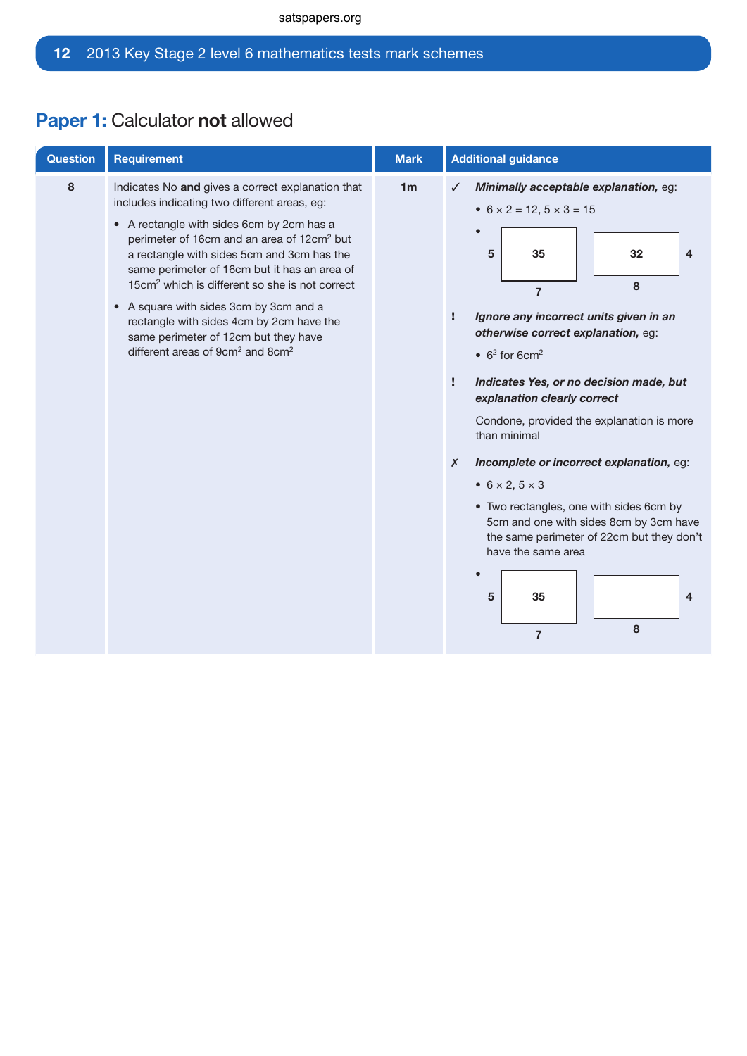## Paper 1: Calculator **not** allowed

| Question | Requirement | Mark | Additional guidance |
|---|---|---|---|
| 8 | Indicates No **and** gives a correct explanation that includes indicating two different areas, eg:<br>• A rectangle with sides 6cm by 2cm has a perimeter of 16cm and an area of $12cm^2$ but a rectangle with sides 5cm and 3cm has the same perimeter of 16cm but it has an area of $15cm^2$ which is different so she is not correct<br>• A square with sides 3cm by 3cm and a rectangle with sides 4cm by 2cm have the same perimeter of 12cm but they have different areas of $9cm^2$ and $8cm^2$ | 1m | ✓ ***Minimally acceptable explanation,*** eg:<br>• $6 \times 2 = 12$, $5 \times 3 = 15$<br>• [rectangle 5 by 7 labelled 35; rectangle 4 by 8 labelled 32]<br>! ***Ignore any incorrect units given in an otherwise correct explanation,*** eg:<br>• $6^2$ for $6cm^2$<br>! ***Indicates Yes, or no decision made, but explanation clearly correct***<br>Condone, provided the explanation is more than minimal<br>✗ ***Incomplete or incorrect explanation,*** eg:<br>• $6 \times 2$, $5 \times 3$<br>• Two rectangles, one with sides 6cm by 5cm and one with sides 8cm by 3cm have the same perimeter of 22cm but they don't have the same area<br>• [rectangle 5 by 7 labelled 35; rectangle 4 by 8 with no area given] |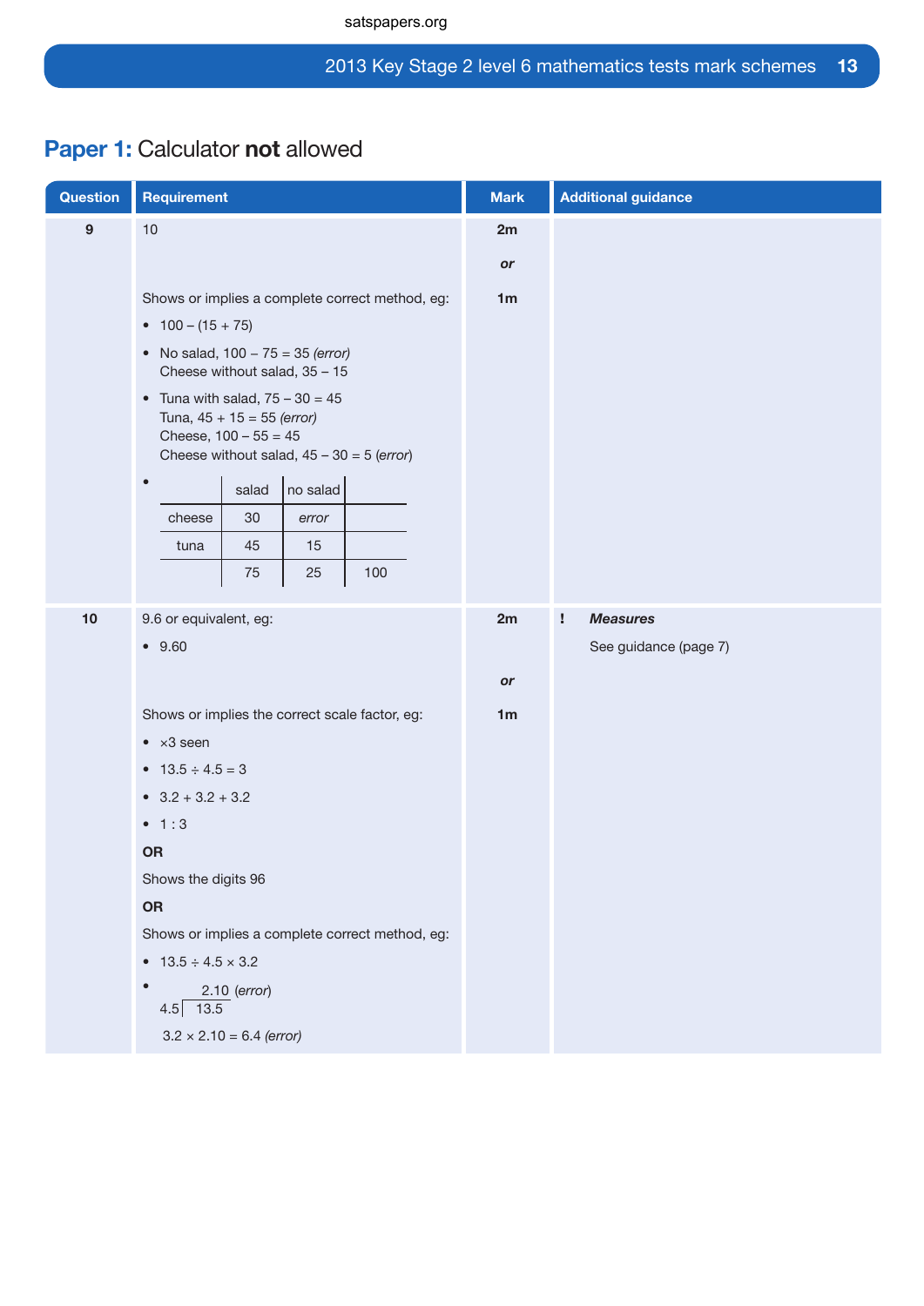## Paper 1: Calculator **not** allowed

| Question | Requirement | Mark | Additional guidance |
|---|---|---|---|
| 9 | 10 | 2m | |
| | | *or* | |
| | Shows or implies a complete correct method, eg:<br>• 100 – (15 + 75)<br>• No salad, 100 – 75 = 35 *(error)*<br>Cheese without salad, 35 – 15<br>• Tuna with salad, 75 – 30 = 45<br>Tuna, 45 + 15 = 55 *(error)*<br>Cheese, 100 – 55 = 45<br>Cheese without salad, 45 – 30 = 5 *(error)*<br>• (table below) | 1m | |
| 10 | 9.6 or equivalent, eg:<br>• 9.60 | 2m | ! ***Measures***<br>See guidance (page 7) |
| | | *or* | |
| | Shows or implies the correct scale factor, eg:<br>• ×3 seen<br>• 13.5 ÷ 4.5 = 3<br>• 3.2 + 3.2 + 3.2<br>• 1 : 3<br>**OR**<br>Shows the digits 96<br>**OR**<br>Shows or implies a complete correct method, eg:<br>• 13.5 ÷ 4.5 × 3.2<br>• 4.5 ) 13.5 = 2.10 *(error)*<br>3.2 × 2.10 = 6.4 *(error)* | 1m | |

Table for question 9 method:

| | salad | no salad | |
|---|---|---|---|
| cheese | 30 | *error* | |
| tuna | 45 | 15 | |
| | 75 | 25 | 100 |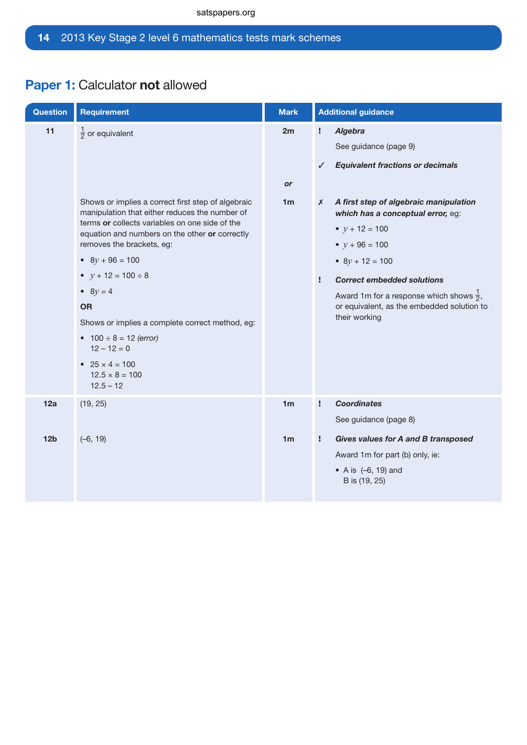## Paper 1: Calculator **not** allowed

| Question | Requirement | Mark | Additional guidance |
|---|---|---|---|
| 11 | $\frac{1}{2}$ or equivalent | 2m | ! ***Algebra*** See guidance (page 9) ✓ ***Equivalent fractions or decimals*** |
| | | *or* | |
| | Shows or implies a correct first step of algebraic manipulation that either reduces the number of terms **or** collects variables on one side of the equation and numbers on the other **or** correctly removes the brackets, eg: • $8y + 96 = 100$ • $y + 12 = 100 \div 8$ • $8y = 4$ **OR** Shows or implies a complete correct method, eg: • $100 \div 8 = 12$ *(error)* $12 - 12 = 0$ • $25 \times 4 = 100$ $12.5 \times 8 = 100$ $12.5 - 12$ | 1m | ✗ ***A first step of algebraic manipulation which has a conceptual error,*** eg: • $y + 12 = 100$ • $y + 96 = 100$ • $8y + 12 = 100$ ! ***Correct embedded solutions*** Award 1m for a response which shows $\frac{1}{2}$, or equivalent, as the embedded solution to their working |
| 12a | (19, 25) | 1m | ! ***Coordinates*** See guidance (page 8) |
| 12b | (–6, 19) | 1m | ! ***Gives values for A and B transposed*** Award 1m for part (b) only, ie: • A is (–6, 19) and B is (19, 25) |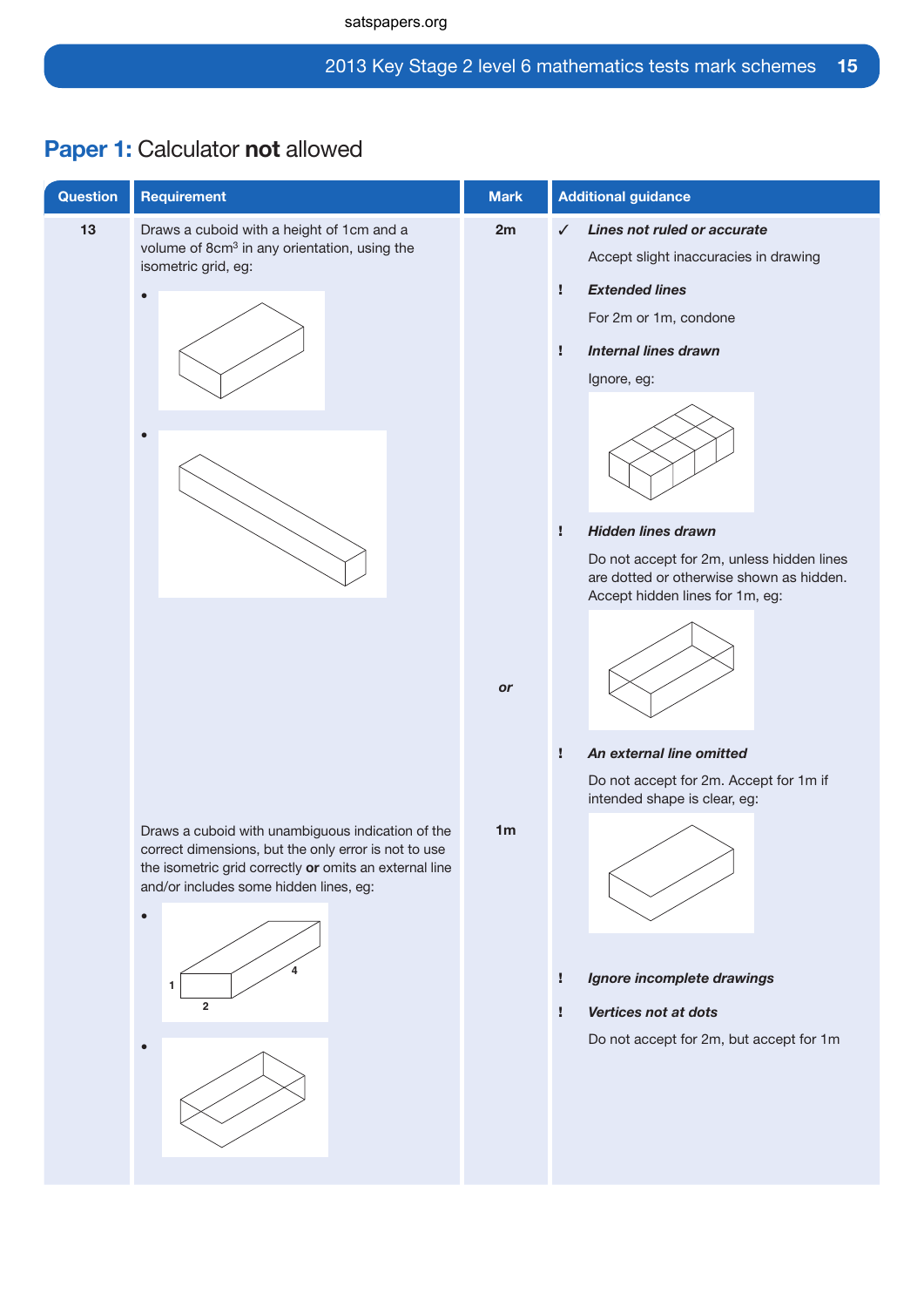## Paper 1: Calculator **not** allowed

| Question | Requirement | Mark | Additional guidance |
|---|---|---|---|
| 13 | Draws a cuboid with a height of 1cm and a volume of $8cm^3$ in any orientation, using the isometric grid, eg: | 2m | ✓ ***Lines not ruled or accurate*** Accept slight inaccuracies in drawing<br>! ***Extended lines*** For 2m or 1m, condone<br>! ***Internal lines drawn*** Ignore, eg:<br>! ***Hidden lines drawn*** Do not accept for 2m, unless hidden lines are dotted or otherwise shown as hidden. Accept hidden lines for 1m, eg:<br>! ***An external line omitted*** Do not accept for 2m. Accept for 1m if intended shape is clear, eg:<br>! ***Ignore incomplete drawings***<br>! ***Vertices not at dots*** Do not accept for 2m, but accept for 1m |
| | | *or* | |
| | Draws a cuboid with unambiguous indication of the correct dimensions, but the only error is not to use the isometric grid correctly **or** omits an external line and/or includes some hidden lines, eg: | 1m | |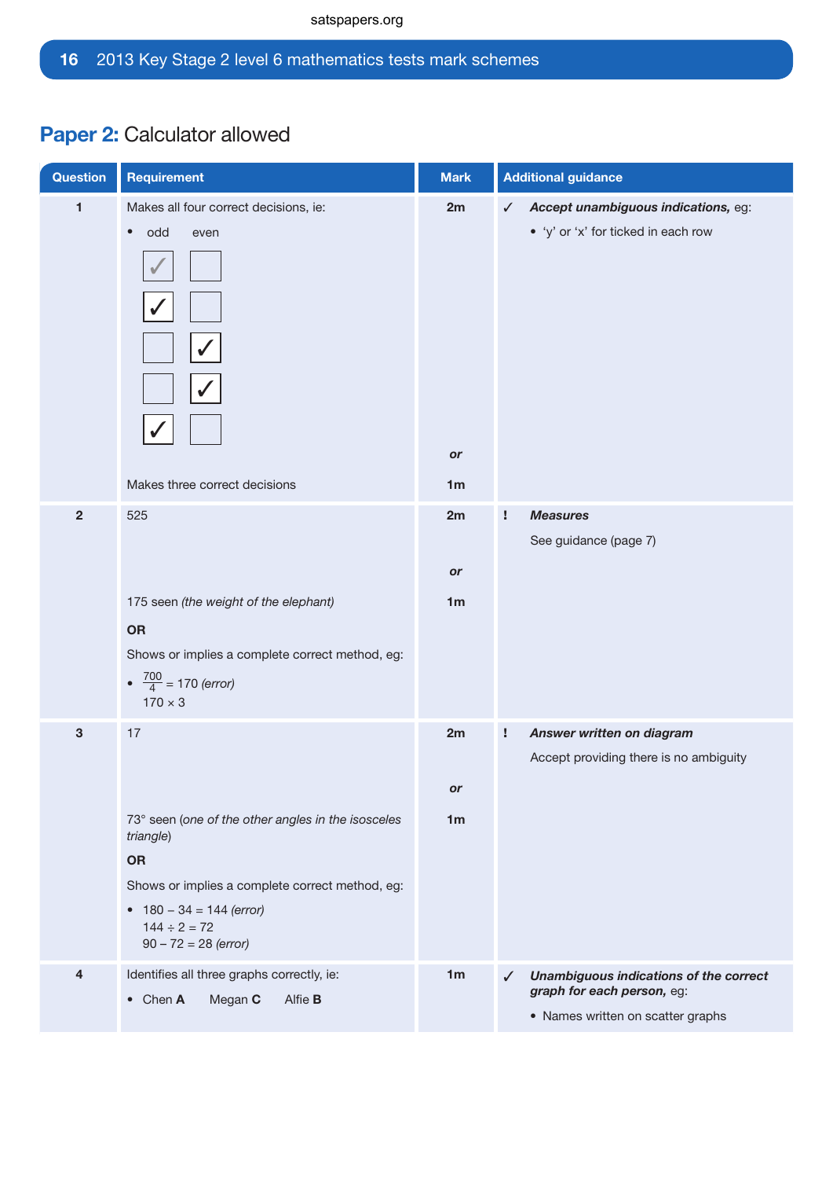## Paper 2: Calculator allowed

| Question | Requirement | Mark | Additional guidance |
|---|---|---|---|
| 1 | Makes all four correct decisions, ie:<br>• odd even<br>✓ ☐<br>✓ ☐<br>☐ ✓<br>☐ ✓<br>✓ ☐ | 2m | ✓ ***Accept unambiguous indications,*** eg:<br>• 'y' or 'x' for ticked in each row |
| | Makes three correct decisions | *or* 1m | |
| 2 | 525 | 2m | ! ***Measures***<br>See guidance (page 7) |
| | 175 seen *(the weight of the elephant)*<br>**OR**<br>Shows or implies a complete correct method, eg:<br>• $\frac{700}{4}$ = 170 *(error)*<br>170 × 3 | *or* 1m | |
| 3 | 17 | 2m | ! ***Answer written on diagram***<br>Accept providing there is no ambiguity |
| | 73° seen (*one of the other angles in the isosceles triangle*)<br>**OR**<br>Shows or implies a complete correct method, eg:<br>• 180 – 34 = 144 *(error)*<br>144 ÷ 2 = 72<br>90 – 72 = 28 *(error)* | *or* 1m | |
| 4 | Identifies all three graphs correctly, ie:<br>• Chen **A** Megan **C** Alfie **B** | 1m | ✓ ***Unambiguous indications of the correct graph for each person,*** eg:<br>• Names written on scatter graphs |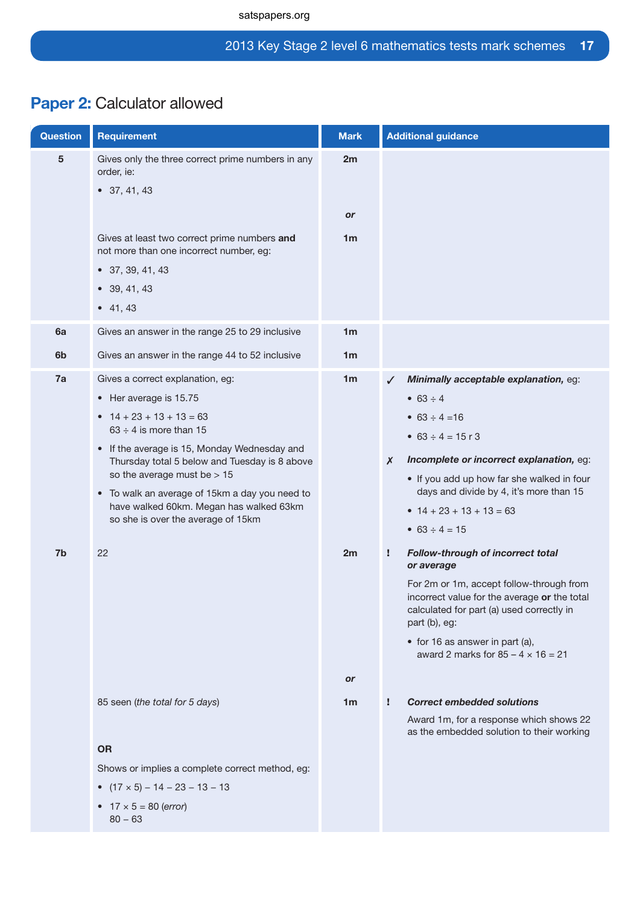## Paper 2: Calculator allowed

| Question | Requirement | Mark | Additional guidance |
|---|---|---|---|
| 5 | Gives only the three correct prime numbers in any order, ie:<br>• 37, 41, 43 | 2m | |
| | | *or* | |
| | Gives at least two correct prime numbers **and** not more than one incorrect number, eg:<br>• 37, 39, 41, 43<br>• 39, 41, 43<br>• 41, 43 | 1m | |
| 6a | Gives an answer in the range 25 to 29 inclusive | 1m | |
| 6b | Gives an answer in the range 44 to 52 inclusive | 1m | |
| 7a | Gives a correct explanation, eg:<br>• Her average is 15.75<br>• 14 + 23 + 13 + 13 = 63<br>63 ÷ 4 is more than 15<br>• If the average is 15, Monday Wednesday and Thursday total 5 below and Tuesday is 8 above so the average must be > 15<br>• To walk an average of 15km a day you need to have walked 60km. Megan has walked 63km so she is over the average of 15km | 1m | ✓ ***Minimally acceptable explanation,*** eg:<br>• 63 ÷ 4<br>• 63 ÷ 4 =16<br>• 63 ÷ 4 = 15 r 3<br>✗ ***Incomplete or incorrect explanation,*** eg:<br>• If you add up how far she walked in four days and divide by 4, it's more than 15<br>• 14 + 23 + 13 + 13 = 63<br>• 63 ÷ 4 = 15 |
| 7b | 22 | 2m | ! ***Follow-through of incorrect total or average***<br>For 2m or 1m, accept follow-through from incorrect value for the average **or** the total calculated for part (a) used correctly in part (b), eg:<br>• for 16 as answer in part (a), award 2 marks for 85 – 4 × 16 = 21 |
| | | *or* | |
| | 85 seen (*the total for 5 days*)<br>**OR**<br>Shows or implies a complete correct method, eg:<br>• (17 × 5) – 14 – 23 – 13 – 13<br>• 17 × 5 = 80 (*error*)<br>80 – 63 | 1m | ! ***Correct embedded solutions***<br>Award 1m, for a response which shows 22 as the embedded solution to their working |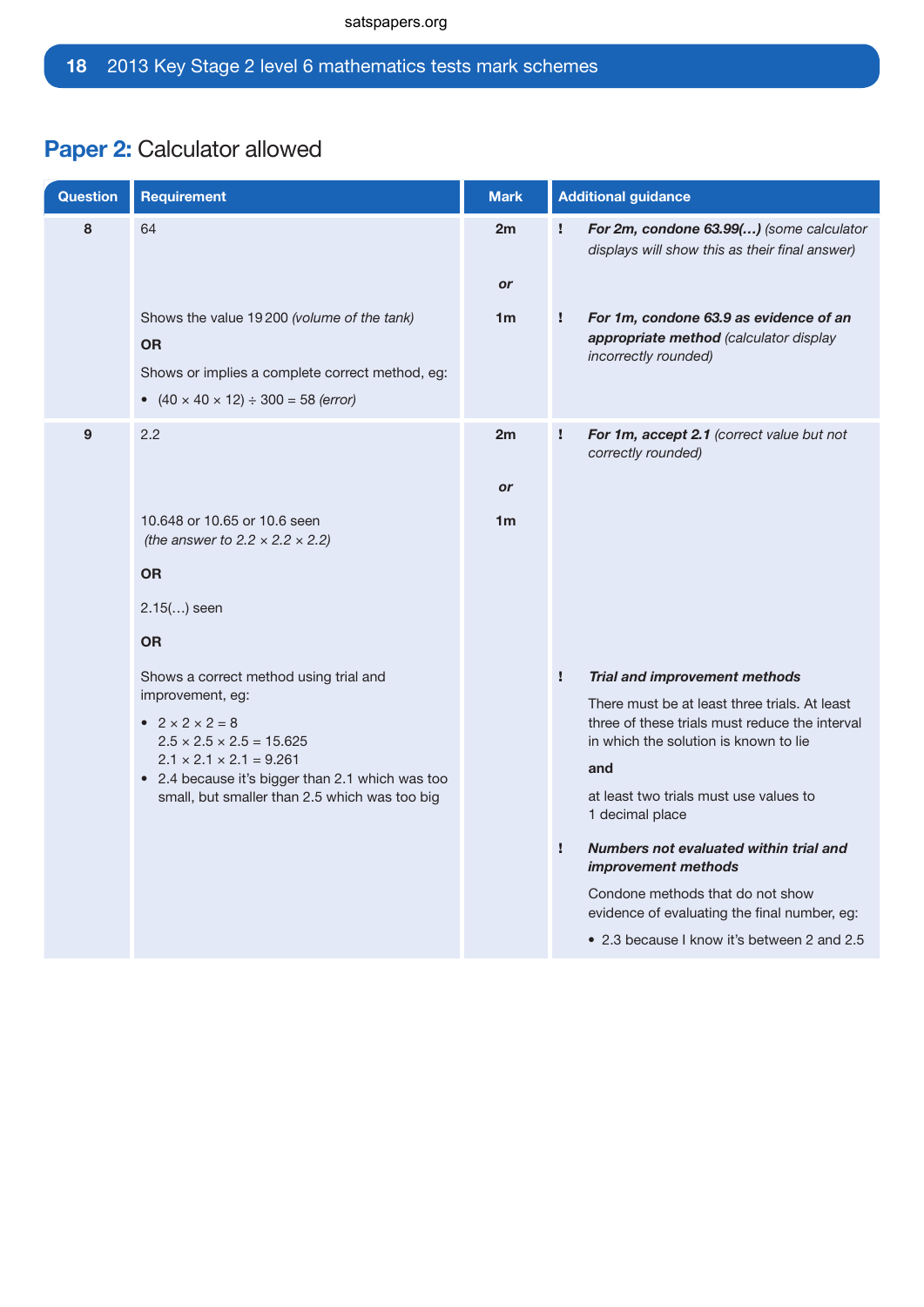## **Paper 2:** Calculator allowed

| Question | Requirement | Mark | Additional guidance |
|---|---|---|---|
| 8 | 64 | 2m | ! ***For 2m, condone 63.99(…)*** *(some calculator displays will show this as their final answer)* |
| | | *or* | |
| | Shows the value 19 200 *(volume of the tank)*<br>**OR**<br>Shows or implies a complete correct method, eg:<br>• (40 × 40 × 12) ÷ 300 = 58 *(error)* | 1m | ! ***For 1m, condone 63.9 as evidence of an appropriate method*** *(calculator display incorrectly rounded)* |
| 9 | 2.2 | 2m | ! ***For 1m, accept 2.1*** *(correct value but not correctly rounded)* |
| | | *or* | |
| | 10.648 or 10.65 or 10.6 seen<br>*(the answer to 2.2 × 2.2 × 2.2)*<br>**OR**<br>2.15(…) seen<br>**OR**<br>Shows a correct method using trial and improvement, eg:<br>• 2 × 2 × 2 = 8<br>2.5 × 2.5 × 2.5 = 15.625<br>2.1 × 2.1 × 2.1 = 9.261<br>• 2.4 because it's bigger than 2.1 which was too small, but smaller than 2.5 which was too big | 1m | ! ***Trial and improvement methods***<br>There must be at least three trials. At least three of these trials must reduce the interval in which the solution is known to lie<br>**and**<br>at least two trials must use values to 1 decimal place<br>! ***Numbers not evaluated within trial and improvement methods***<br>Condone methods that do not show evidence of evaluating the final number, eg:<br>• 2.3 because I know it's between 2 and 2.5 |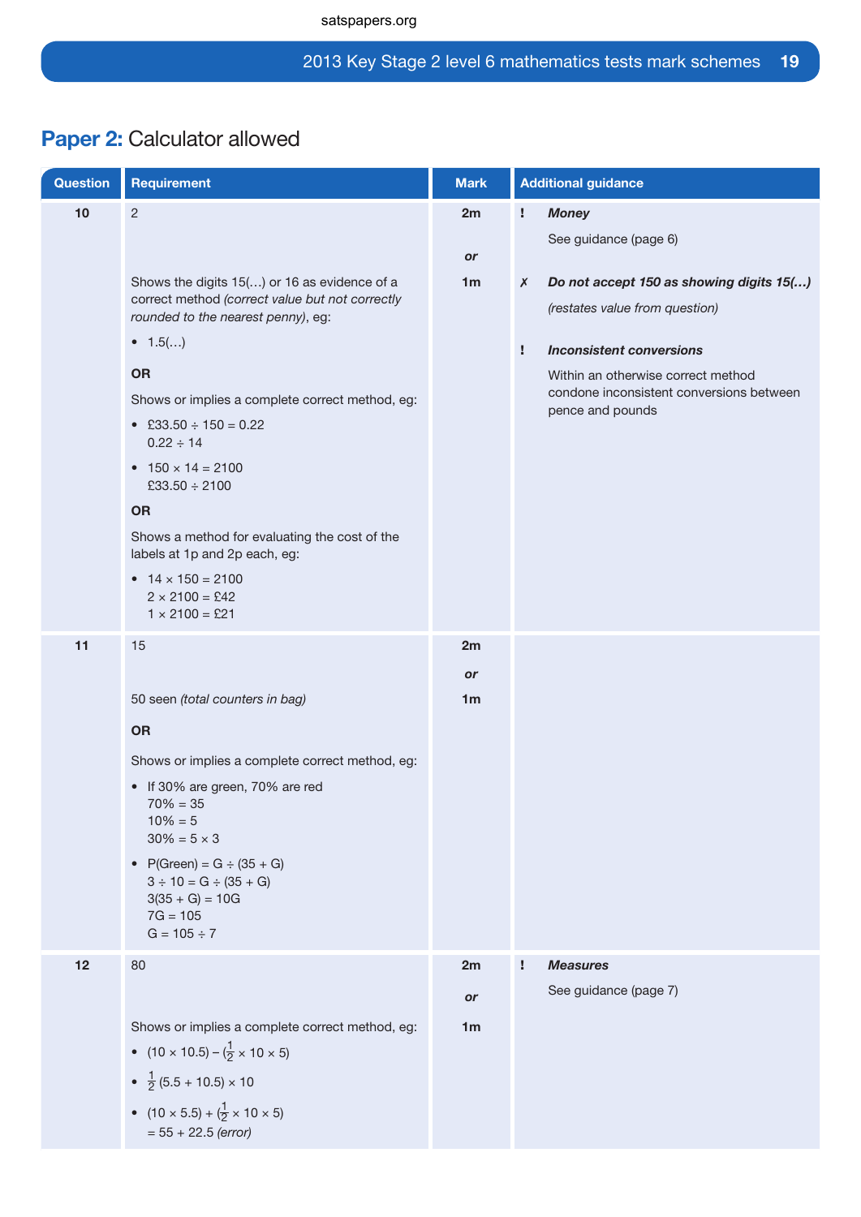## Paper 2: Calculator allowed

| Question | Requirement | Mark | Additional guidance |
|---|---|---|---|
| 10 | 2<br><br>Shows the digits 15(...) or 16 as evidence of a correct method *(correct value but not correctly rounded to the nearest penny)*, eg:<br>• 1.5(...)<br><br>**OR**<br><br>Shows or implies a complete correct method, eg:<br>• £33.50 ÷ 150 = 0.22<br>0.22 ÷ 14<br>• 150 × 14 = 2100<br>£33.50 ÷ 2100<br><br>**OR**<br><br>Shows a method for evaluating the cost of the labels at 1p and 2p each, eg:<br>• 14 × 150 = 2100<br>2 × 2100 = £42<br>1 × 2100 = £21 | 2m<br><br>*or*<br><br>1m | ! ***Money***<br>See guidance (page 6)<br><br>✗ ***Do not accept 150 as showing digits 15(...)***<br>*(restates value from question)*<br><br>! ***Inconsistent conversions***<br>Within an otherwise correct method condone inconsistent conversions between pence and pounds |
| 11 | 15<br><br>50 seen *(total counters in bag)*<br><br>**OR**<br><br>Shows or implies a complete correct method, eg:<br>• If 30% are green, 70% are red<br>70% = 35<br>10% = 5<br>30% = 5 × 3<br>• P(Green) = G ÷ (35 + G)<br>3 ÷ 10 = G ÷ (35 + G)<br>3(35 + G) = 10G<br>7G = 105<br>G = 105 ÷ 7 | 2m<br><br>*or*<br><br>1m | |
| 12 | 80<br><br>Shows or implies a complete correct method, eg:<br>• $(10 \times 10.5) - (\frac{1}{2} \times 10 \times 5)$<br>• $\frac{1}{2}(5.5 + 10.5) \times 10$<br>• $(10 \times 5.5) + (\frac{1}{2} \times 10 \times 5)$<br>= 55 + 22.5 *(error)* | 2m<br><br>*or*<br><br>1m | ! ***Measures***<br>See guidance (page 7) |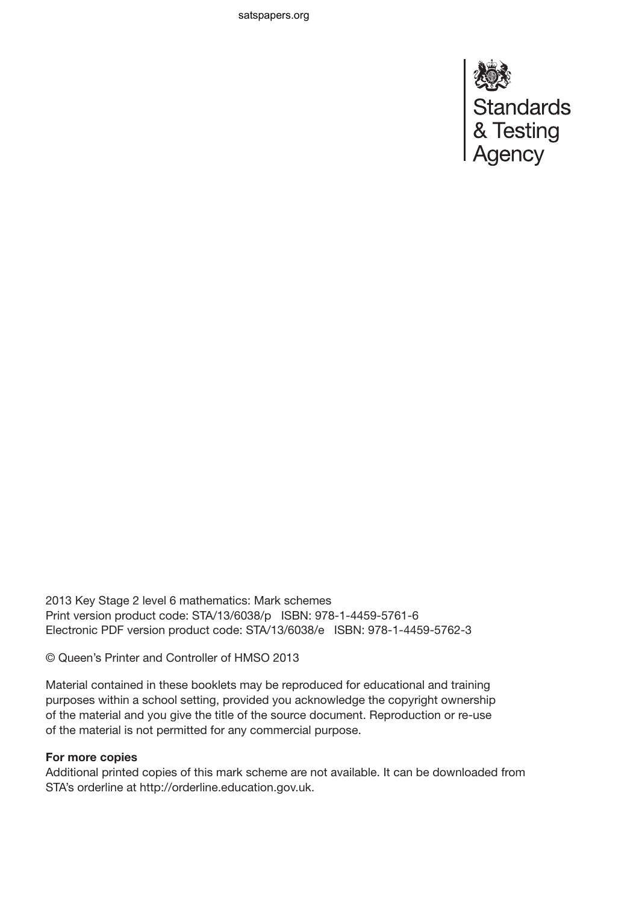Standards
& Testing
Agency

2013 Key Stage 2 level 6 mathematics: Mark schemes
Print version product code: STA/13/6038/p ISBN: 978-1-4459-5761-6
Electronic PDF version product code: STA/13/6038/e ISBN: 978-1-4459-5762-3

© Queen's Printer and Controller of HMSO 2013

Material contained in these booklets may be reproduced for educational and training purposes within a school setting, provided you acknowledge the copyright ownership of the material and you give the title of the source document. Reproduction or re-use of the material is not permitted for any commercial purpose.

**For more copies**
Additional printed copies of this mark scheme are not available. It can be downloaded from STA's orderline at http://orderline.education.gov.uk.